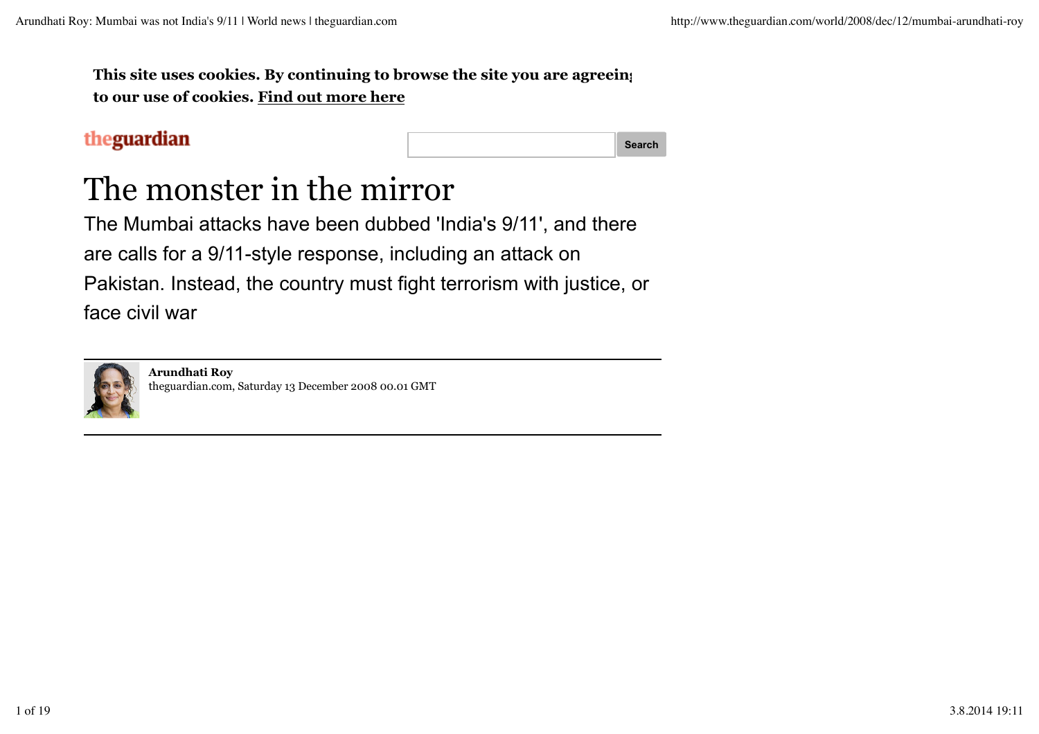This site uses cookies. By continuing to browse the site you are agreeing to our use of cookies. Find out more here

theguardian

# The monster in the mirror

The Mumbai attacks have been dubbed 'India's 9/11', and there are calls for a 9/11-style response, including an attack on Pakistan. Instead, the country must fight terrorism with justice, or face civil war

**Arundhati Roy**
theguardian.com, Saturday 13 December 2008 00.01 GMT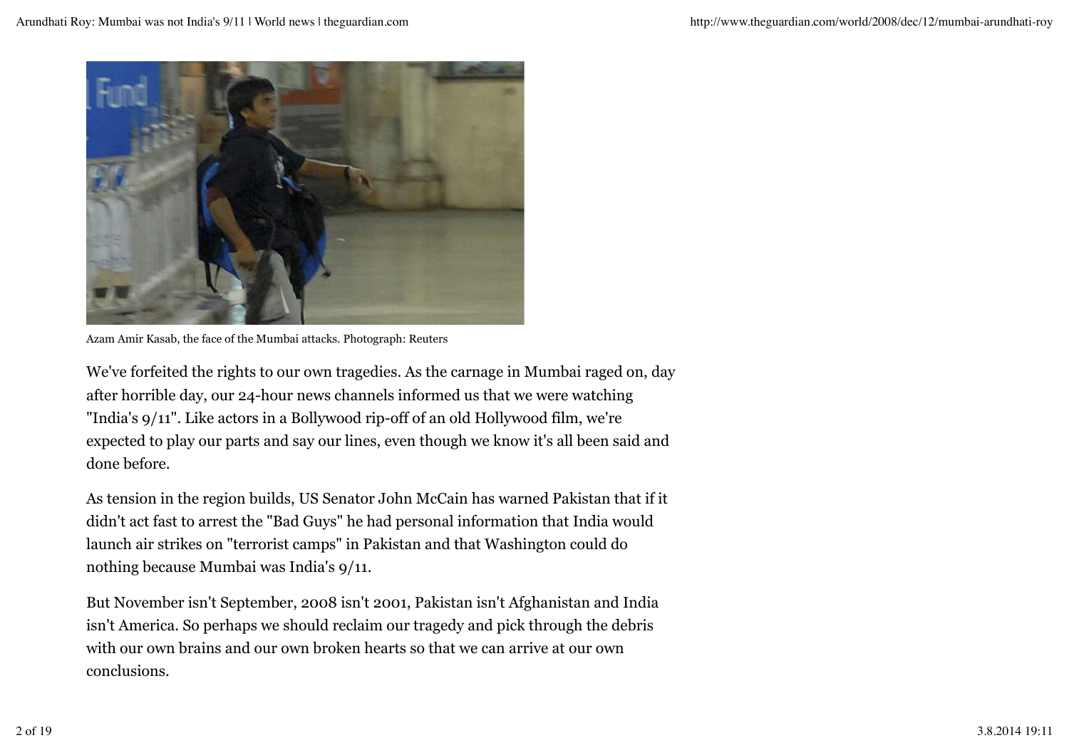Azam Amir Kasab, the face of the Mumbai attacks. Photograph: Reuters

We've forfeited the rights to our own tragedies. As the carnage in Mumbai raged on, day after horrible day, our 24-hour news channels informed us that we were watching "India's 9/11". Like actors in a Bollywood rip-off of an old Hollywood film, we're expected to play our parts and say our lines, even though we know it's all been said and done before.

As tension in the region builds, US Senator John McCain has warned Pakistan that if it didn't act fast to arrest the "Bad Guys" he had personal information that India would launch air strikes on "terrorist camps" in Pakistan and that Washington could do nothing because Mumbai was India's 9/11.

But November isn't September, 2008 isn't 2001, Pakistan isn't Afghanistan and India isn't America. So perhaps we should reclaim our tragedy and pick through the debris with our own brains and our own broken hearts so that we can arrive at our own conclusions.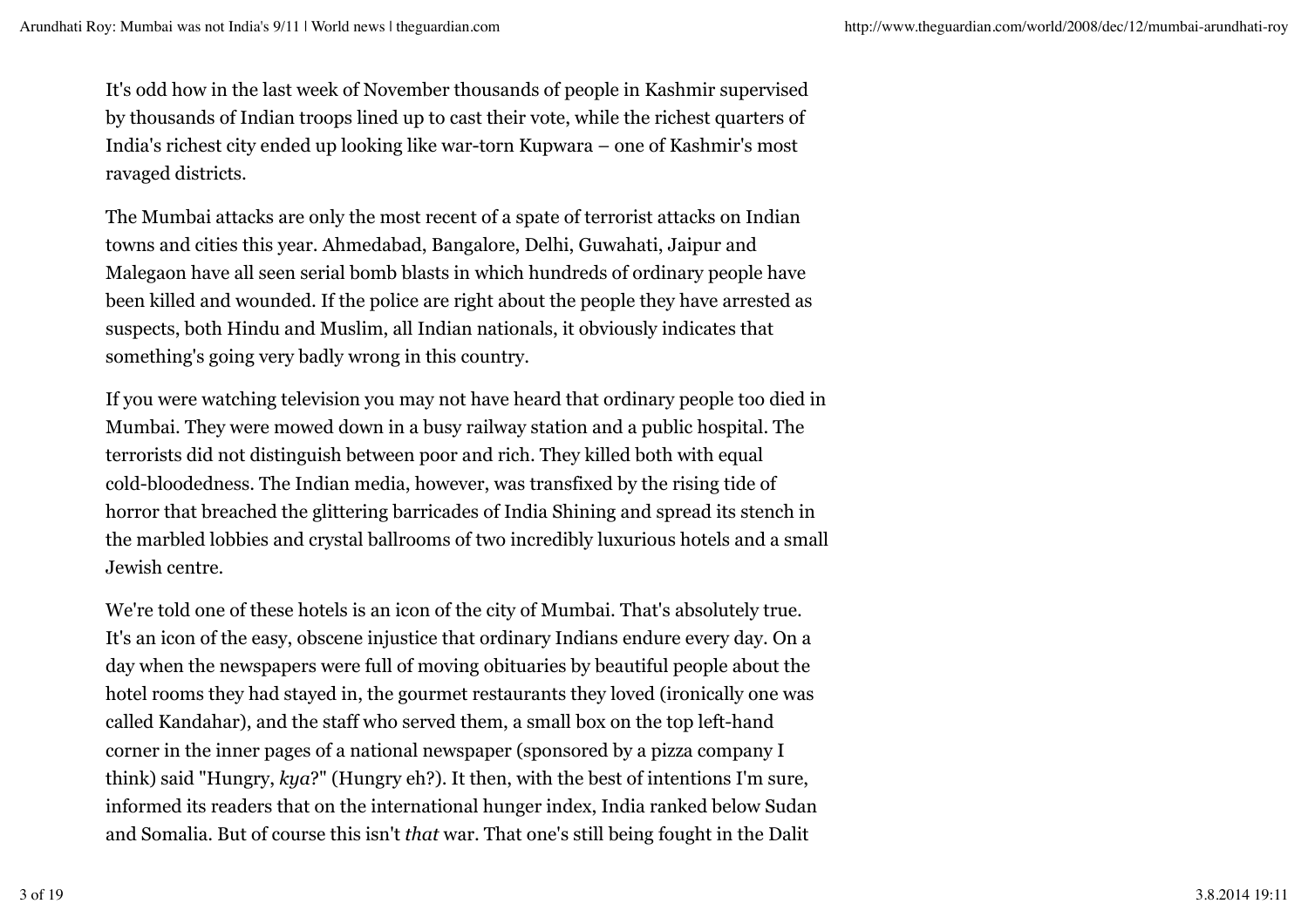It's odd how in the last week of November thousands of people in Kashmir supervised by thousands of Indian troops lined up to cast their vote, while the richest quarters of India's richest city ended up looking like war-torn Kupwara – one of Kashmir's most ravaged districts.

The Mumbai attacks are only the most recent of a spate of terrorist attacks on Indian towns and cities this year. Ahmedabad, Bangalore, Delhi, Guwahati, Jaipur and Malegaon have all seen serial bomb blasts in which hundreds of ordinary people have been killed and wounded. If the police are right about the people they have arrested as suspects, both Hindu and Muslim, all Indian nationals, it obviously indicates that something's going very badly wrong in this country.

If you were watching television you may not have heard that ordinary people too died in Mumbai. They were mowed down in a busy railway station and a public hospital. The terrorists did not distinguish between poor and rich. They killed both with equal cold-bloodedness. The Indian media, however, was transfixed by the rising tide of horror that breached the glittering barricades of India Shining and spread its stench in the marbled lobbies and crystal ballrooms of two incredibly luxurious hotels and a small Jewish centre.

We're told one of these hotels is an icon of the city of Mumbai. That's absolutely true. It's an icon of the easy, obscene injustice that ordinary Indians endure every day. On a day when the newspapers were full of moving obituaries by beautiful people about the hotel rooms they had stayed in, the gourmet restaurants they loved (ironically one was called Kandahar), and the staff who served them, a small box on the top left-hand corner in the inner pages of a national newspaper (sponsored by a pizza company I think) said "Hungry, *kya*?" (Hungry eh?). It then, with the best of intentions I'm sure, informed its readers that on the international hunger index, India ranked below Sudan and Somalia. But of course this isn't *that* war. That one's still being fought in the Dalit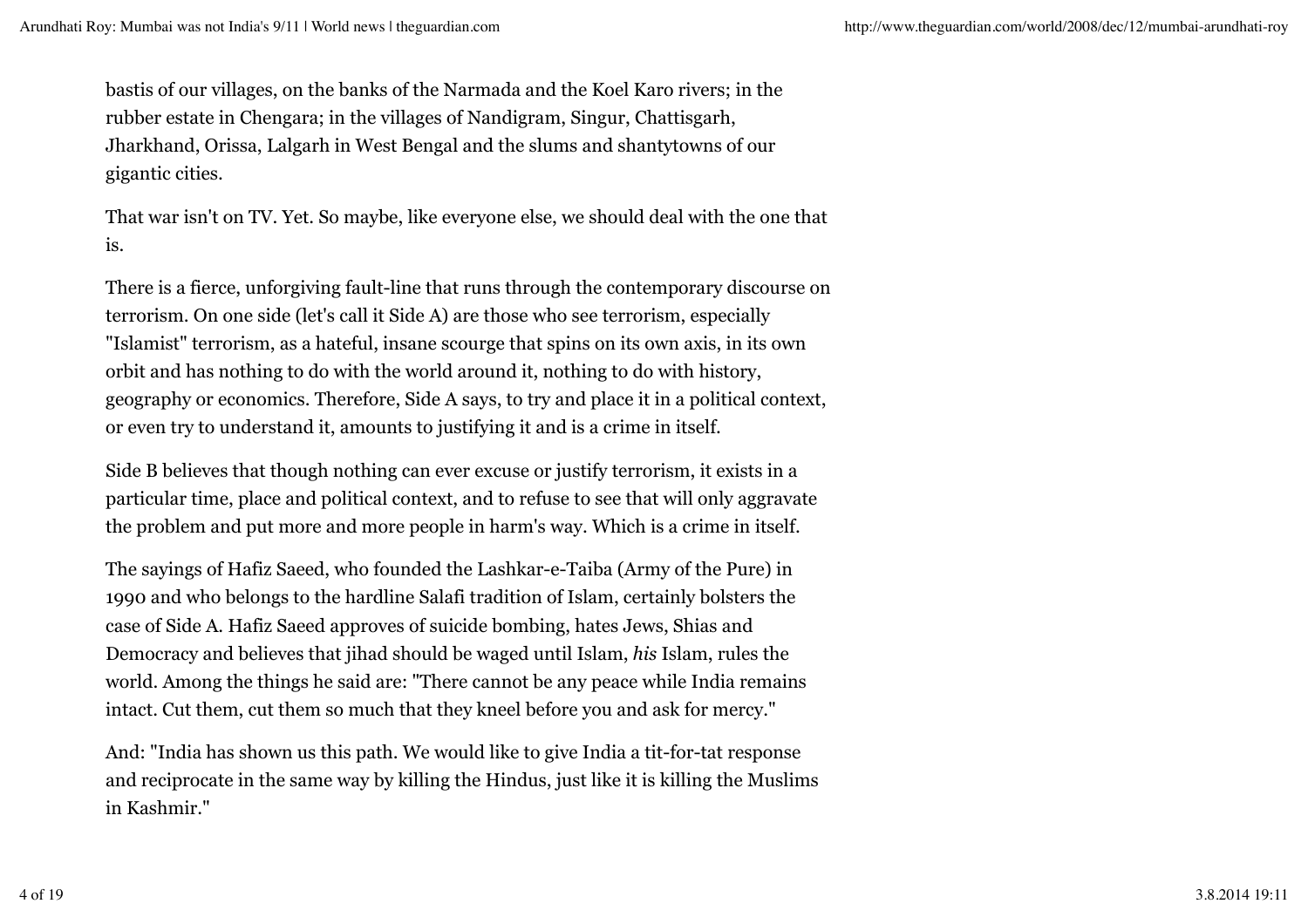bastis of our villages, on the banks of the Narmada and the Koel Karo rivers; in the rubber estate in Chengara; in the villages of Nandigram, Singur, Chattisgarh, Jharkhand, Orissa, Lalgarh in West Bengal and the slums and shantytowns of our gigantic cities.

That war isn't on TV. Yet. So maybe, like everyone else, we should deal with the one that is.

There is a fierce, unforgiving fault-line that runs through the contemporary discourse on terrorism. On one side (let's call it Side A) are those who see terrorism, especially "Islamist" terrorism, as a hateful, insane scourge that spins on its own axis, in its own orbit and has nothing to do with the world around it, nothing to do with history, geography or economics. Therefore, Side A says, to try and place it in a political context, or even try to understand it, amounts to justifying it and is a crime in itself.

Side B believes that though nothing can ever excuse or justify terrorism, it exists in a particular time, place and political context, and to refuse to see that will only aggravate the problem and put more and more people in harm's way. Which is a crime in itself.

The sayings of Hafiz Saeed, who founded the Lashkar-e-Taiba (Army of the Pure) in 1990 and who belongs to the hardline Salafi tradition of Islam, certainly bolsters the case of Side A. Hafiz Saeed approves of suicide bombing, hates Jews, Shias and Democracy and believes that jihad should be waged until Islam, *his* Islam, rules the world. Among the things he said are: "There cannot be any peace while India remains intact. Cut them, cut them so much that they kneel before you and ask for mercy."

And: "India has shown us this path. We would like to give India a tit-for-tat response and reciprocate in the same way by killing the Hindus, just like it is killing the Muslims in Kashmir."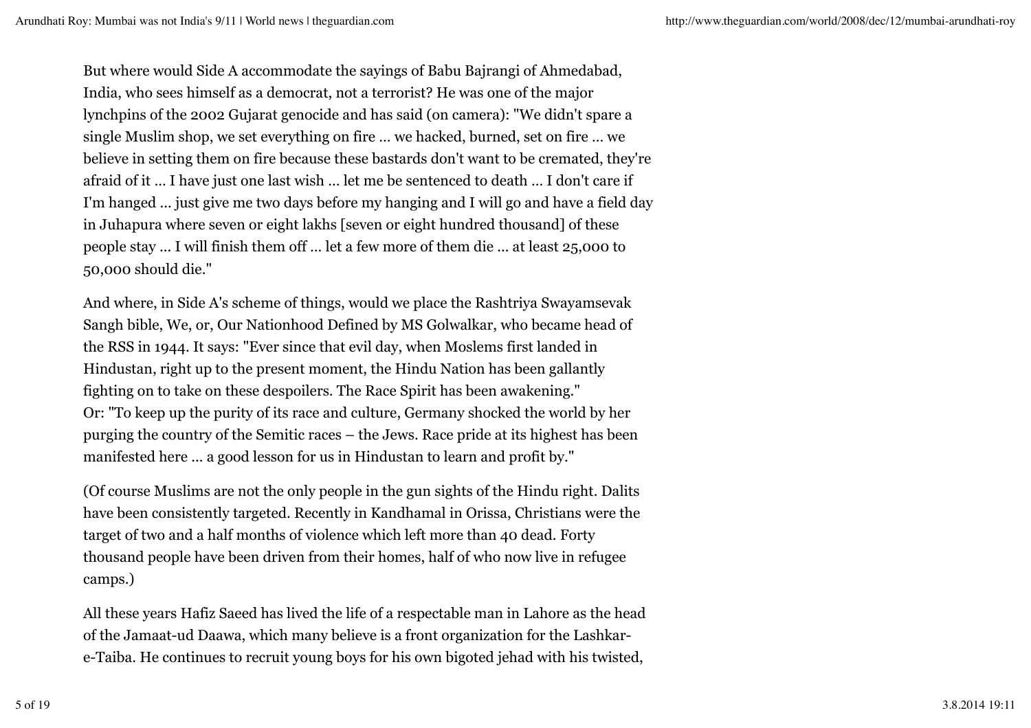But where would Side A accommodate the sayings of Babu Bajrangi of Ahmedabad, India, who sees himself as a democrat, not a terrorist? He was one of the major lynchpins of the 2002 Gujarat genocide and has said (on camera): "We didn't spare a single Muslim shop, we set everything on fire ... we hacked, burned, set on fire ... we believe in setting them on fire because these bastards don't want to be cremated, they're afraid of it ... I have just one last wish ... let me be sentenced to death ... I don't care if I'm hanged ... just give me two days before my hanging and I will go and have a field day in Juhapura where seven or eight lakhs [seven or eight hundred thousand] of these people stay ... I will finish them off ... let a few more of them die ... at least 25,000 to 50,000 should die."

And where, in Side A's scheme of things, would we place the Rashtriya Swayamsevak Sangh bible, We, or, Our Nationhood Defined by MS Golwalkar, who became head of the RSS in 1944. It says: "Ever since that evil day, when Moslems first landed in Hindustan, right up to the present moment, the Hindu Nation has been gallantly fighting on to take on these despoilers. The Race Spirit has been awakening."
Or: "To keep up the purity of its race and culture, Germany shocked the world by her purging the country of the Semitic races – the Jews. Race pride at its highest has been manifested here ... a good lesson for us in Hindustan to learn and profit by."

(Of course Muslims are not the only people in the gun sights of the Hindu right. Dalits have been consistently targeted. Recently in Kandhamal in Orissa, Christians were the target of two and a half months of violence which left more than 40 dead. Forty thousand people have been driven from their homes, half of who now live in refugee camps.)

All these years Hafiz Saeed has lived the life of a respectable man in Lahore as the head of the Jamaat-ud Daawa, which many believe is a front organization for the Lashkar-e-Taiba. He continues to recruit young boys for his own bigoted jehad with his twisted,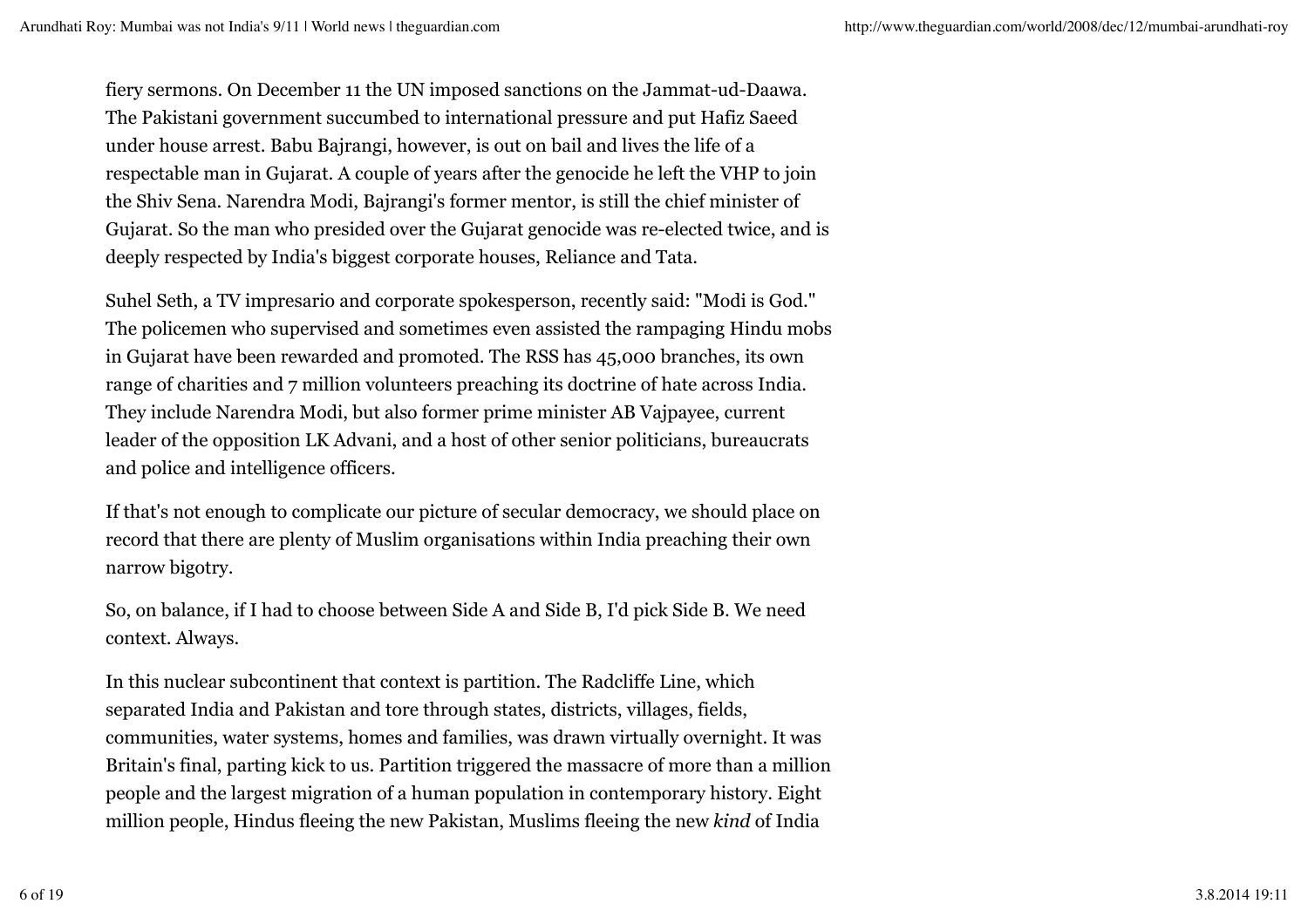fiery sermons. On December 11 the UN imposed sanctions on the Jammat-ud-Daawa. The Pakistani government succumbed to international pressure and put Hafiz Saeed under house arrest. Babu Bajrangi, however, is out on bail and lives the life of a respectable man in Gujarat. A couple of years after the genocide he left the VHP to join the Shiv Sena. Narendra Modi, Bajrangi's former mentor, is still the chief minister of Gujarat. So the man who presided over the Gujarat genocide was re-elected twice, and is deeply respected by India's biggest corporate houses, Reliance and Tata.

Suhel Seth, a TV impresario and corporate spokesperson, recently said: "Modi is God." The policemen who supervised and sometimes even assisted the rampaging Hindu mobs in Gujarat have been rewarded and promoted. The RSS has 45,000 branches, its own range of charities and 7 million volunteers preaching its doctrine of hate across India. They include Narendra Modi, but also former prime minister AB Vajpayee, current leader of the opposition LK Advani, and a host of other senior politicians, bureaucrats and police and intelligence officers.

If that's not enough to complicate our picture of secular democracy, we should place on record that there are plenty of Muslim organisations within India preaching their own narrow bigotry.

So, on balance, if I had to choose between Side A and Side B, I'd pick Side B. We need context. Always.

In this nuclear subcontinent that context is partition. The Radcliffe Line, which separated India and Pakistan and tore through states, districts, villages, fields, communities, water systems, homes and families, was drawn virtually overnight. It was Britain's final, parting kick to us. Partition triggered the massacre of more than a million people and the largest migration of a human population in contemporary history. Eight million people, Hindus fleeing the new Pakistan, Muslims fleeing the new *kind* of India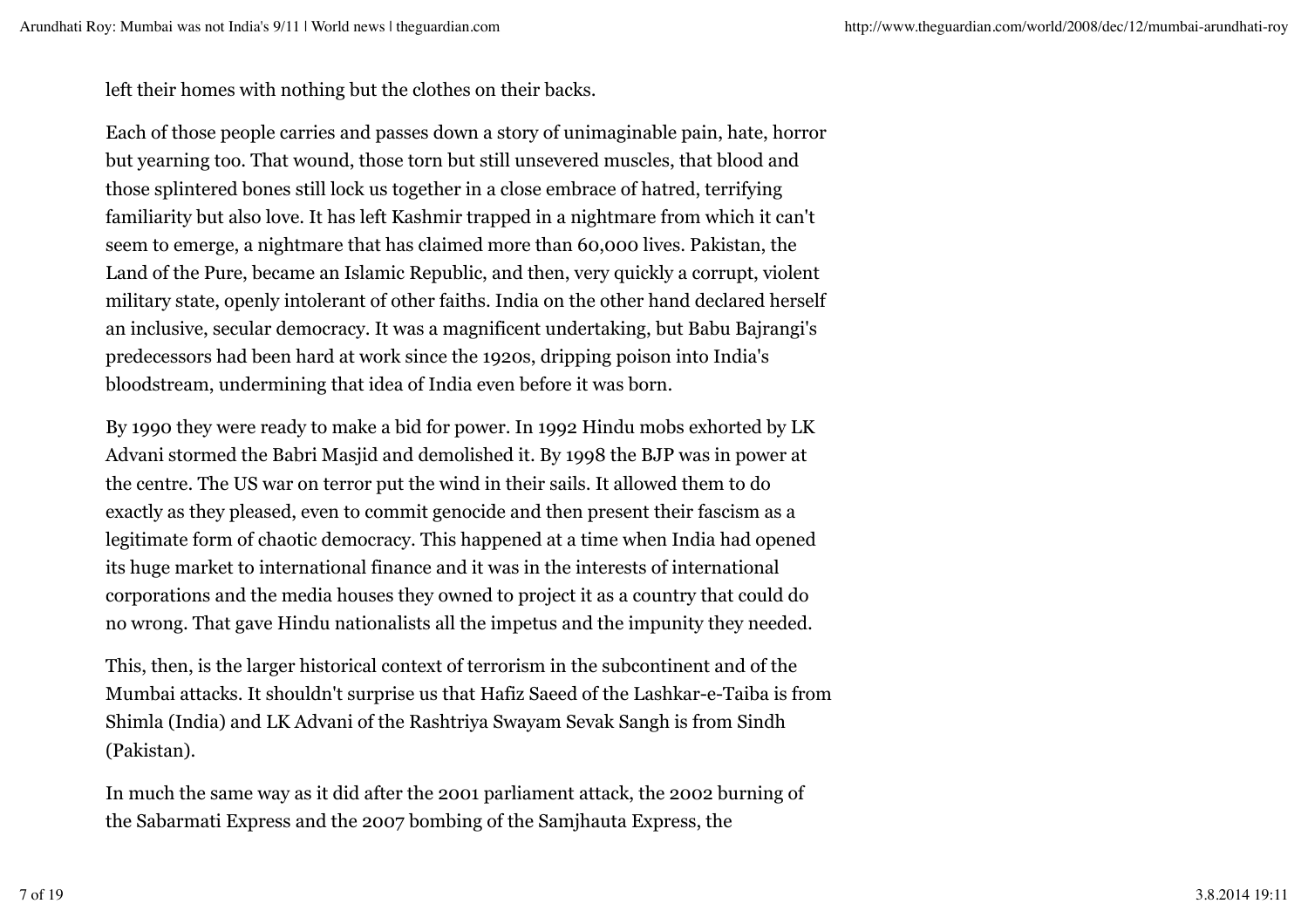left their homes with nothing but the clothes on their backs.

Each of those people carries and passes down a story of unimaginable pain, hate, horror but yearning too. That wound, those torn but still unsevered muscles, that blood and those splintered bones still lock us together in a close embrace of hatred, terrifying familiarity but also love. It has left Kashmir trapped in a nightmare from which it can't seem to emerge, a nightmare that has claimed more than 60,000 lives. Pakistan, the Land of the Pure, became an Islamic Republic, and then, very quickly a corrupt, violent military state, openly intolerant of other faiths. India on the other hand declared herself an inclusive, secular democracy. It was a magnificent undertaking, but Babu Bajrangi's predecessors had been hard at work since the 1920s, dripping poison into India's bloodstream, undermining that idea of India even before it was born.

By 1990 they were ready to make a bid for power. In 1992 Hindu mobs exhorted by LK Advani stormed the Babri Masjid and demolished it. By 1998 the BJP was in power at the centre. The US war on terror put the wind in their sails. It allowed them to do exactly as they pleased, even to commit genocide and then present their fascism as a legitimate form of chaotic democracy. This happened at a time when India had opened its huge market to international finance and it was in the interests of international corporations and the media houses they owned to project it as a country that could do no wrong. That gave Hindu nationalists all the impetus and the impunity they needed.

This, then, is the larger historical context of terrorism in the subcontinent and of the Mumbai attacks. It shouldn't surprise us that Hafiz Saeed of the Lashkar-e-Taiba is from Shimla (India) and LK Advani of the Rashtriya Swayam Sevak Sangh is from Sindh (Pakistan).

In much the same way as it did after the 2001 parliament attack, the 2002 burning of the Sabarmati Express and the 2007 bombing of the Samjhauta Express, the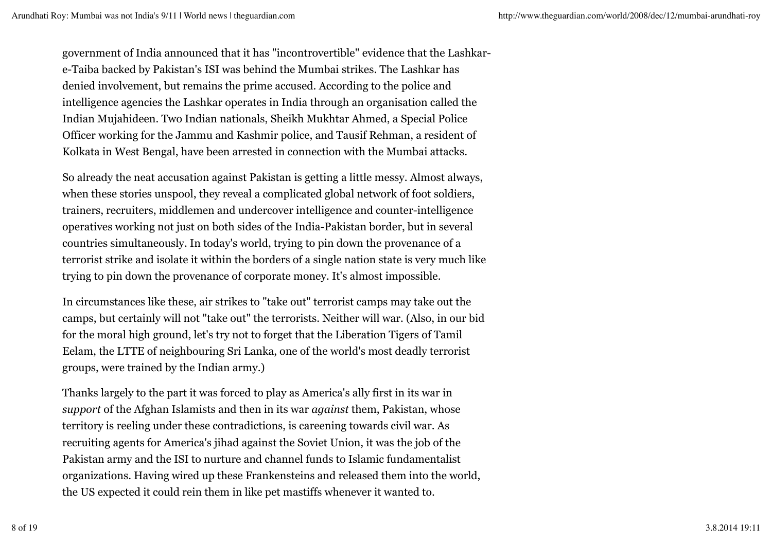government of India announced that it has "incontrovertible" evidence that the Lashkar-e-Taiba backed by Pakistan's ISI was behind the Mumbai strikes. The Lashkar has denied involvement, but remains the prime accused. According to the police and intelligence agencies the Lashkar operates in India through an organisation called the Indian Mujahideen. Two Indian nationals, Sheikh Mukhtar Ahmed, a Special Police Officer working for the Jammu and Kashmir police, and Tausif Rehman, a resident of Kolkata in West Bengal, have been arrested in connection with the Mumbai attacks.

So already the neat accusation against Pakistan is getting a little messy. Almost always, when these stories unspool, they reveal a complicated global network of foot soldiers, trainers, recruiters, middlemen and undercover intelligence and counter-intelligence operatives working not just on both sides of the India-Pakistan border, but in several countries simultaneously. In today's world, trying to pin down the provenance of a terrorist strike and isolate it within the borders of a single nation state is very much like trying to pin down the provenance of corporate money. It's almost impossible.

In circumstances like these, air strikes to "take out" terrorist camps may take out the camps, but certainly will not "take out" the terrorists. Neither will war. (Also, in our bid for the moral high ground, let's try not to forget that the Liberation Tigers of Tamil Eelam, the LTTE of neighbouring Sri Lanka, one of the world's most deadly terrorist groups, were trained by the Indian army.)

Thanks largely to the part it was forced to play as America's ally first in its war in *support* of the Afghan Islamists and then in its war *against* them, Pakistan, whose territory is reeling under these contradictions, is careening towards civil war. As recruiting agents for America's jihad against the Soviet Union, it was the job of the Pakistan army and the ISI to nurture and channel funds to Islamic fundamentalist organizations. Having wired up these Frankensteins and released them into the world, the US expected it could rein them in like pet mastiffs whenever it wanted to.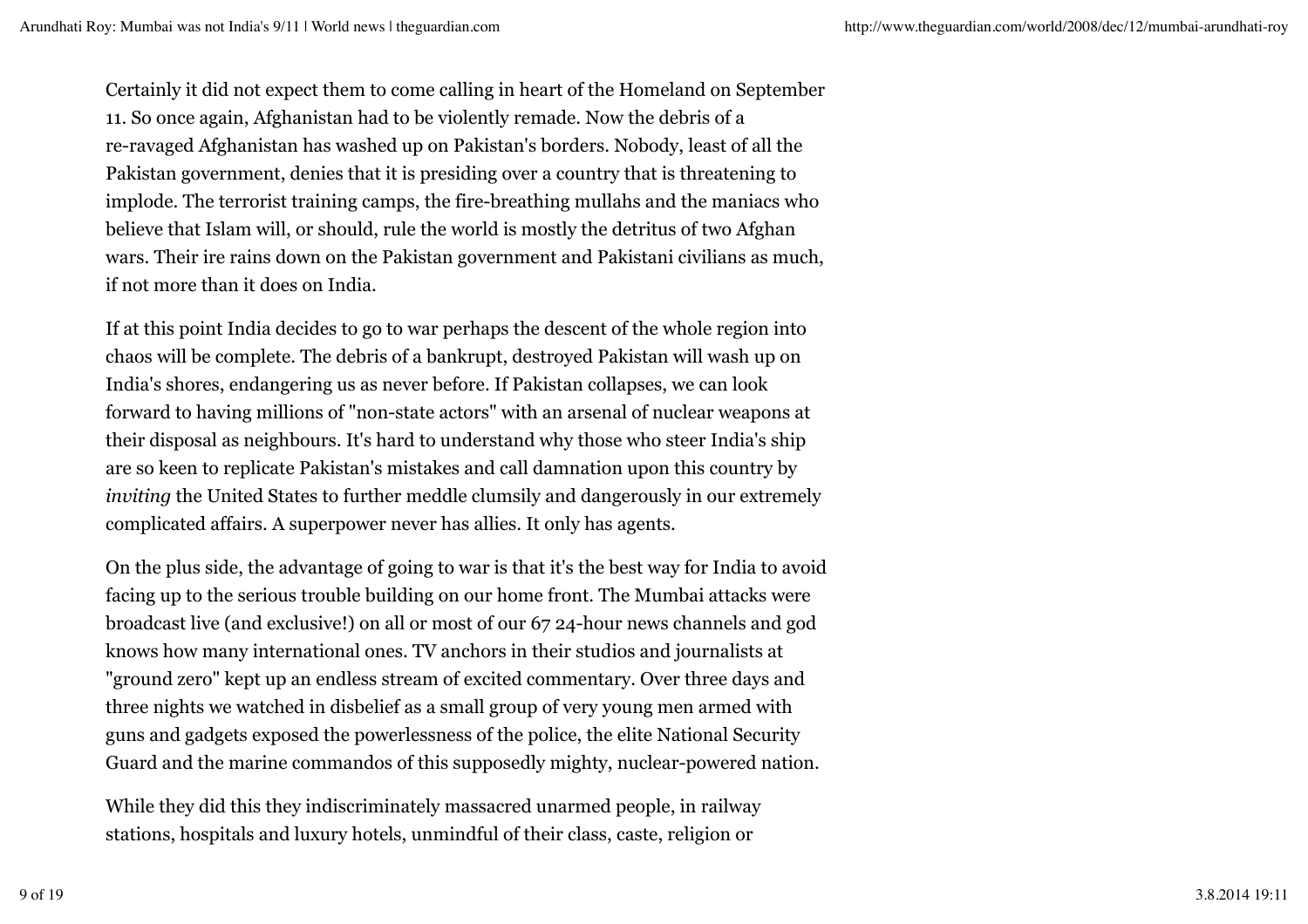Certainly it did not expect them to come calling in heart of the Homeland on September 11. So once again, Afghanistan had to be violently remade. Now the debris of a re-ravaged Afghanistan has washed up on Pakistan's borders. Nobody, least of all the Pakistan government, denies that it is presiding over a country that is threatening to implode. The terrorist training camps, the fire-breathing mullahs and the maniacs who believe that Islam will, or should, rule the world is mostly the detritus of two Afghan wars. Their ire rains down on the Pakistan government and Pakistani civilians as much, if not more than it does on India.

If at this point India decides to go to war perhaps the descent of the whole region into chaos will be complete. The debris of a bankrupt, destroyed Pakistan will wash up on India's shores, endangering us as never before. If Pakistan collapses, we can look forward to having millions of "non-state actors" with an arsenal of nuclear weapons at their disposal as neighbours. It's hard to understand why those who steer India's ship are so keen to replicate Pakistan's mistakes and call damnation upon this country by *inviting* the United States to further meddle clumsily and dangerously in our extremely complicated affairs. A superpower never has allies. It only has agents.

On the plus side, the advantage of going to war is that it's the best way for India to avoid facing up to the serious trouble building on our home front. The Mumbai attacks were broadcast live (and exclusive!) on all or most of our 67 24-hour news channels and god knows how many international ones. TV anchors in their studios and journalists at "ground zero" kept up an endless stream of excited commentary. Over three days and three nights we watched in disbelief as a small group of very young men armed with guns and gadgets exposed the powerlessness of the police, the elite National Security Guard and the marine commandos of this supposedly mighty, nuclear-powered nation.

While they did this they indiscriminately massacred unarmed people, in railway stations, hospitals and luxury hotels, unmindful of their class, caste, religion or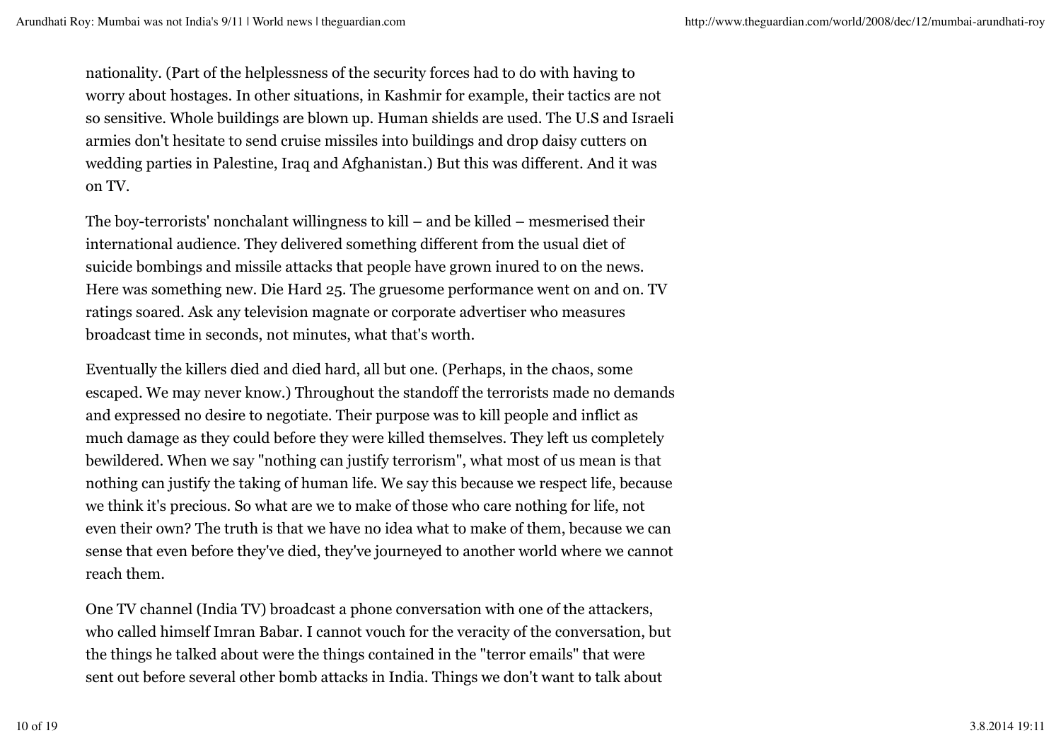nationality. (Part of the helplessness of the security forces had to do with having to worry about hostages. In other situations, in Kashmir for example, their tactics are not so sensitive. Whole buildings are blown up. Human shields are used. The U.S and Israeli armies don't hesitate to send cruise missiles into buildings and drop daisy cutters on wedding parties in Palestine, Iraq and Afghanistan.) But this was different. And it was on TV.

The boy-terrorists' nonchalant willingness to kill – and be killed – mesmerised their international audience. They delivered something different from the usual diet of suicide bombings and missile attacks that people have grown inured to on the news. Here was something new. Die Hard 25. The gruesome performance went on and on. TV ratings soared. Ask any television magnate or corporate advertiser who measures broadcast time in seconds, not minutes, what that's worth.

Eventually the killers died and died hard, all but one. (Perhaps, in the chaos, some escaped. We may never know.) Throughout the standoff the terrorists made no demands and expressed no desire to negotiate. Their purpose was to kill people and inflict as much damage as they could before they were killed themselves. They left us completely bewildered. When we say "nothing can justify terrorism", what most of us mean is that nothing can justify the taking of human life. We say this because we respect life, because we think it's precious. So what are we to make of those who care nothing for life, not even their own? The truth is that we have no idea what to make of them, because we can sense that even before they've died, they've journeyed to another world where we cannot reach them.

One TV channel (India TV) broadcast a phone conversation with one of the attackers, who called himself Imran Babar. I cannot vouch for the veracity of the conversation, but the things he talked about were the things contained in the "terror emails" that were sent out before several other bomb attacks in India. Things we don't want to talk about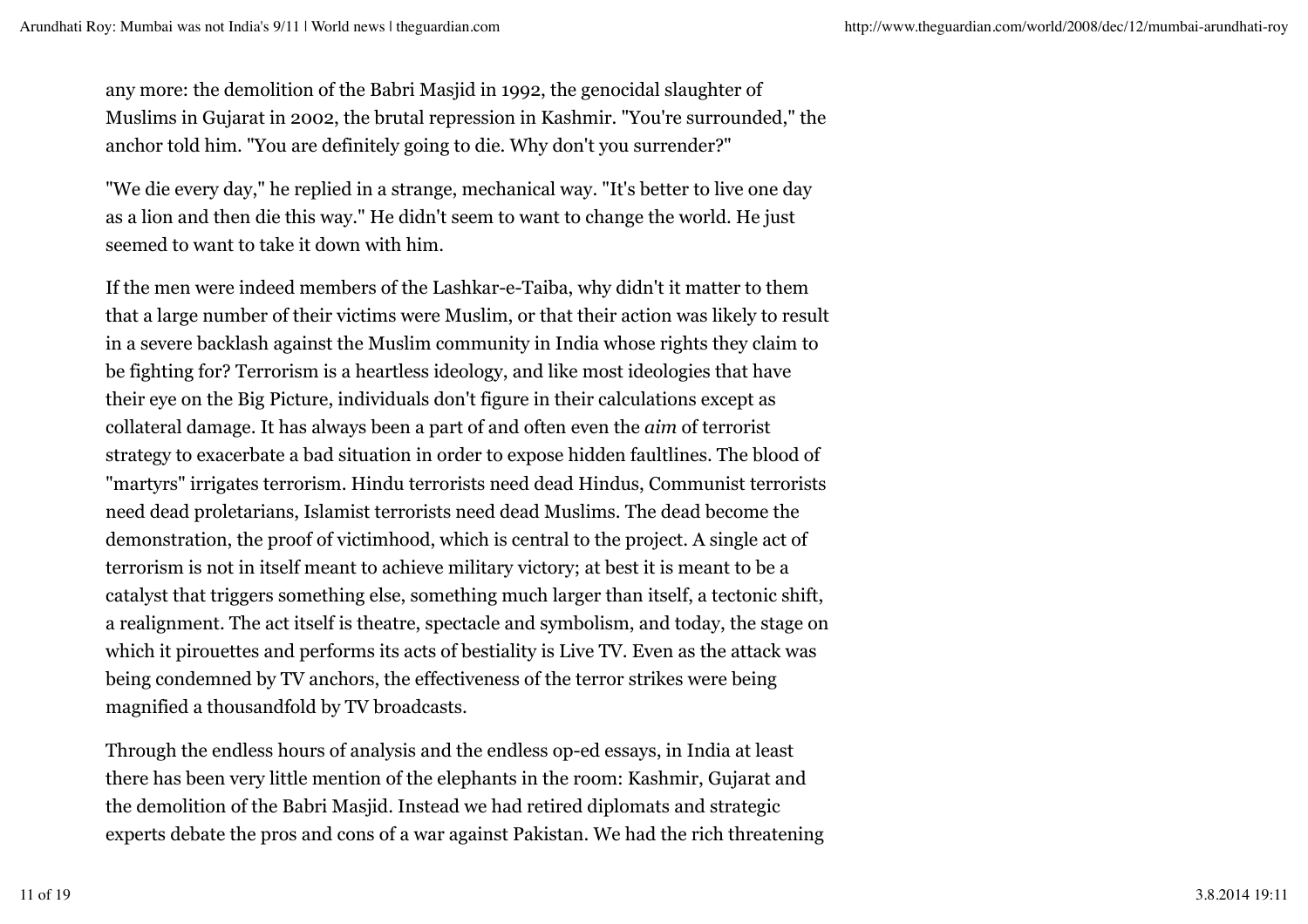any more: the demolition of the Babri Masjid in 1992, the genocidal slaughter of Muslims in Gujarat in 2002, the brutal repression in Kashmir. "You're surrounded," the anchor told him. "You are definitely going to die. Why don't you surrender?"

"We die every day," he replied in a strange, mechanical way. "It's better to live one day as a lion and then die this way." He didn't seem to want to change the world. He just seemed to want to take it down with him.

If the men were indeed members of the Lashkar-e-Taiba, why didn't it matter to them that a large number of their victims were Muslim, or that their action was likely to result in a severe backlash against the Muslim community in India whose rights they claim to be fighting for? Terrorism is a heartless ideology, and like most ideologies that have their eye on the Big Picture, individuals don't figure in their calculations except as collateral damage. It has always been a part of and often even the *aim* of terrorist strategy to exacerbate a bad situation in order to expose hidden faultlines. The blood of "martyrs" irrigates terrorism. Hindu terrorists need dead Hindus, Communist terrorists need dead proletarians, Islamist terrorists need dead Muslims. The dead become the demonstration, the proof of victimhood, which is central to the project. A single act of terrorism is not in itself meant to achieve military victory; at best it is meant to be a catalyst that triggers something else, something much larger than itself, a tectonic shift, a realignment. The act itself is theatre, spectacle and symbolism, and today, the stage on which it pirouettes and performs its acts of bestiality is Live TV. Even as the attack was being condemned by TV anchors, the effectiveness of the terror strikes were being magnified a thousandfold by TV broadcasts.

Through the endless hours of analysis and the endless op-ed essays, in India at least there has been very little mention of the elephants in the room: Kashmir, Gujarat and the demolition of the Babri Masjid. Instead we had retired diplomats and strategic experts debate the pros and cons of a war against Pakistan. We had the rich threatening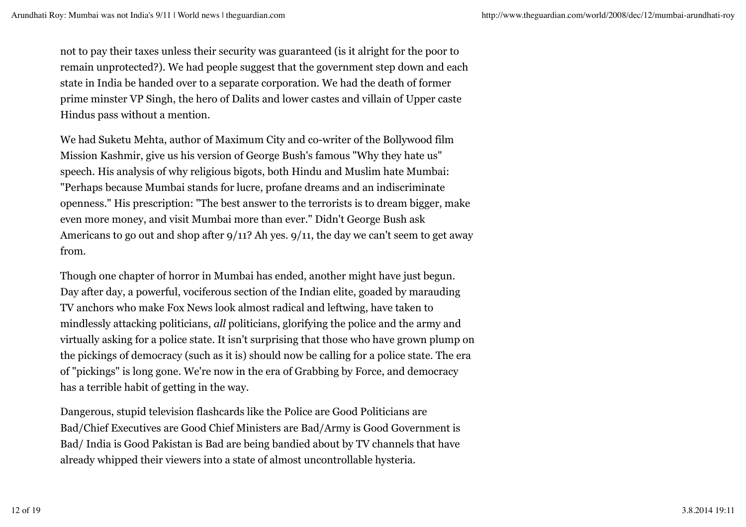not to pay their taxes unless their security was guaranteed (is it alright for the poor to remain unprotected?). We had people suggest that the government step down and each state in India be handed over to a separate corporation. We had the death of former prime minster VP Singh, the hero of Dalits and lower castes and villain of Upper caste Hindus pass without a mention.

We had Suketu Mehta, author of Maximum City and co-writer of the Bollywood film Mission Kashmir, give us his version of George Bush's famous "Why they hate us" speech. His analysis of why religious bigots, both Hindu and Muslim hate Mumbai: "Perhaps because Mumbai stands for lucre, profane dreams and an indiscriminate openness." His prescription: "The best answer to the terrorists is to dream bigger, make even more money, and visit Mumbai more than ever." Didn't George Bush ask Americans to go out and shop after 9/11? Ah yes. 9/11, the day we can't seem to get away from.

Though one chapter of horror in Mumbai has ended, another might have just begun. Day after day, a powerful, vociferous section of the Indian elite, goaded by marauding TV anchors who make Fox News look almost radical and leftwing, have taken to mindlessly attacking politicians, *all* politicians, glorifying the police and the army and virtually asking for a police state. It isn't surprising that those who have grown plump on the pickings of democracy (such as it is) should now be calling for a police state. The era of "pickings" is long gone. We're now in the era of Grabbing by Force, and democracy has a terrible habit of getting in the way.

Dangerous, stupid television flashcards like the Police are Good Politicians are Bad/Chief Executives are Good Chief Ministers are Bad/Army is Good Government is Bad/ India is Good Pakistan is Bad are being bandied about by TV channels that have already whipped their viewers into a state of almost uncontrollable hysteria.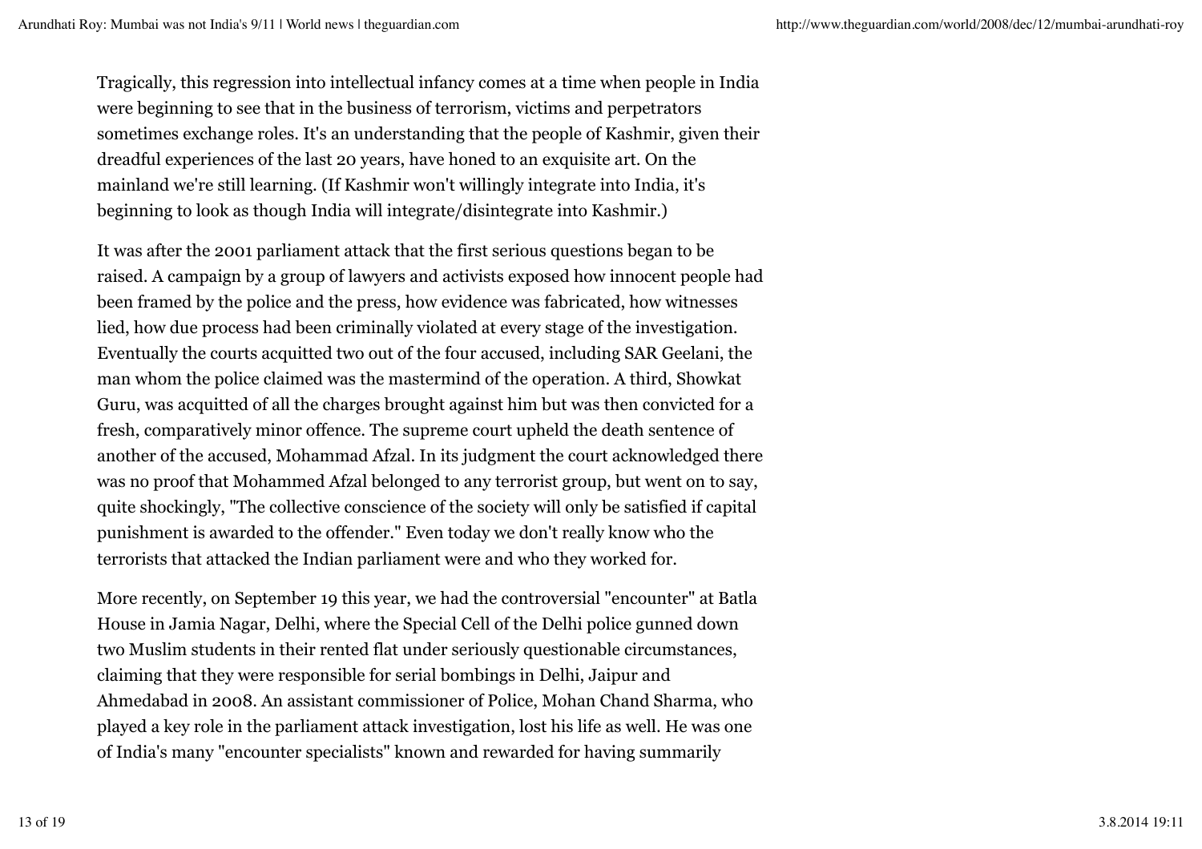Tragically, this regression into intellectual infancy comes at a time when people in India were beginning to see that in the business of terrorism, victims and perpetrators sometimes exchange roles. It's an understanding that the people of Kashmir, given their dreadful experiences of the last 20 years, have honed to an exquisite art. On the mainland we're still learning. (If Kashmir won't willingly integrate into India, it's beginning to look as though India will integrate/disintegrate into Kashmir.)

It was after the 2001 parliament attack that the first serious questions began to be raised. A campaign by a group of lawyers and activists exposed how innocent people had been framed by the police and the press, how evidence was fabricated, how witnesses lied, how due process had been criminally violated at every stage of the investigation. Eventually the courts acquitted two out of the four accused, including SAR Geelani, the man whom the police claimed was the mastermind of the operation. A third, Showkat Guru, was acquitted of all the charges brought against him but was then convicted for a fresh, comparatively minor offence. The supreme court upheld the death sentence of another of the accused, Mohammad Afzal. In its judgment the court acknowledged there was no proof that Mohammed Afzal belonged to any terrorist group, but went on to say, quite shockingly, "The collective conscience of the society will only be satisfied if capital punishment is awarded to the offender." Even today we don't really know who the terrorists that attacked the Indian parliament were and who they worked for.

More recently, on September 19 this year, we had the controversial "encounter" at Batla House in Jamia Nagar, Delhi, where the Special Cell of the Delhi police gunned down two Muslim students in their rented flat under seriously questionable circumstances, claiming that they were responsible for serial bombings in Delhi, Jaipur and Ahmedabad in 2008. An assistant commissioner of Police, Mohan Chand Sharma, who played a key role in the parliament attack investigation, lost his life as well. He was one of India's many "encounter specialists" known and rewarded for having summarily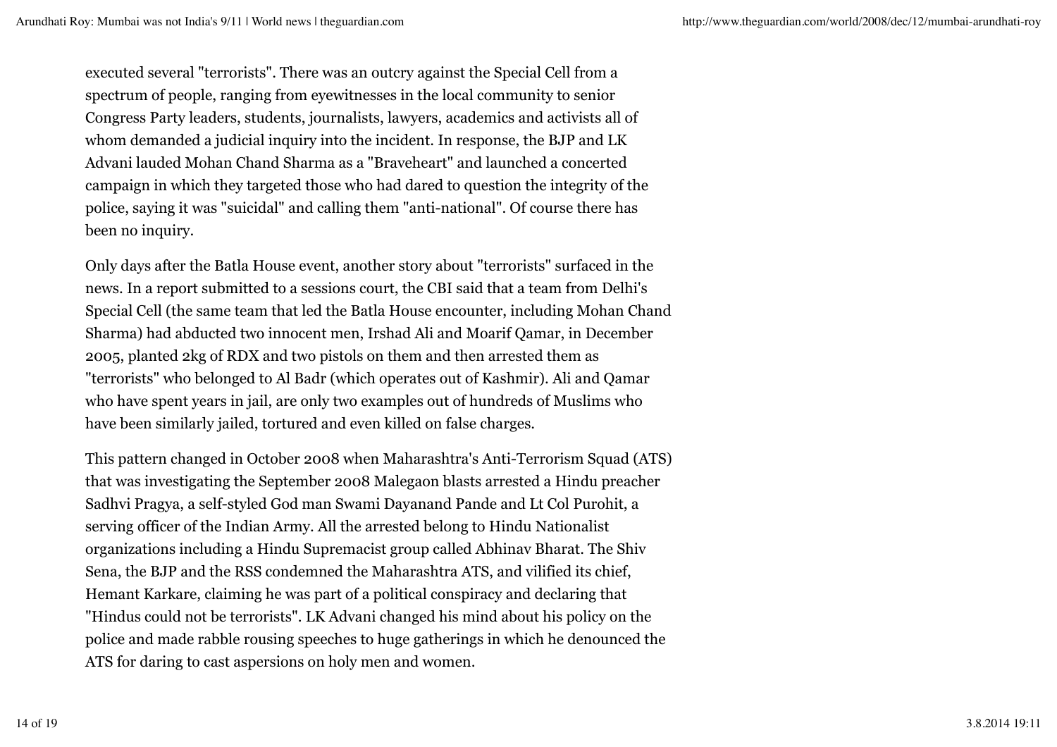executed several "terrorists". There was an outcry against the Special Cell from a spectrum of people, ranging from eyewitnesses in the local community to senior Congress Party leaders, students, journalists, lawyers, academics and activists all of whom demanded a judicial inquiry into the incident. In response, the BJP and LK Advani lauded Mohan Chand Sharma as a "Braveheart" and launched a concerted campaign in which they targeted those who had dared to question the integrity of the police, saying it was "suicidal" and calling them "anti-national". Of course there has been no inquiry.

Only days after the Batla House event, another story about "terrorists" surfaced in the news. In a report submitted to a sessions court, the CBI said that a team from Delhi's Special Cell (the same team that led the Batla House encounter, including Mohan Chand Sharma) had abducted two innocent men, Irshad Ali and Moarif Qamar, in December 2005, planted 2kg of RDX and two pistols on them and then arrested them as "terrorists" who belonged to Al Badr (which operates out of Kashmir). Ali and Qamar who have spent years in jail, are only two examples out of hundreds of Muslims who have been similarly jailed, tortured and even killed on false charges.

This pattern changed in October 2008 when Maharashtra's Anti-Terrorism Squad (ATS) that was investigating the September 2008 Malegaon blasts arrested a Hindu preacher Sadhvi Pragya, a self-styled God man Swami Dayanand Pande and Lt Col Purohit, a serving officer of the Indian Army. All the arrested belong to Hindu Nationalist organizations including a Hindu Supremacist group called Abhinav Bharat. The Shiv Sena, the BJP and the RSS condemned the Maharashtra ATS, and vilified its chief, Hemant Karkare, claiming he was part of a political conspiracy and declaring that "Hindus could not be terrorists". LK Advani changed his mind about his policy on the police and made rabble rousing speeches to huge gatherings in which he denounced the ATS for daring to cast aspersions on holy men and women.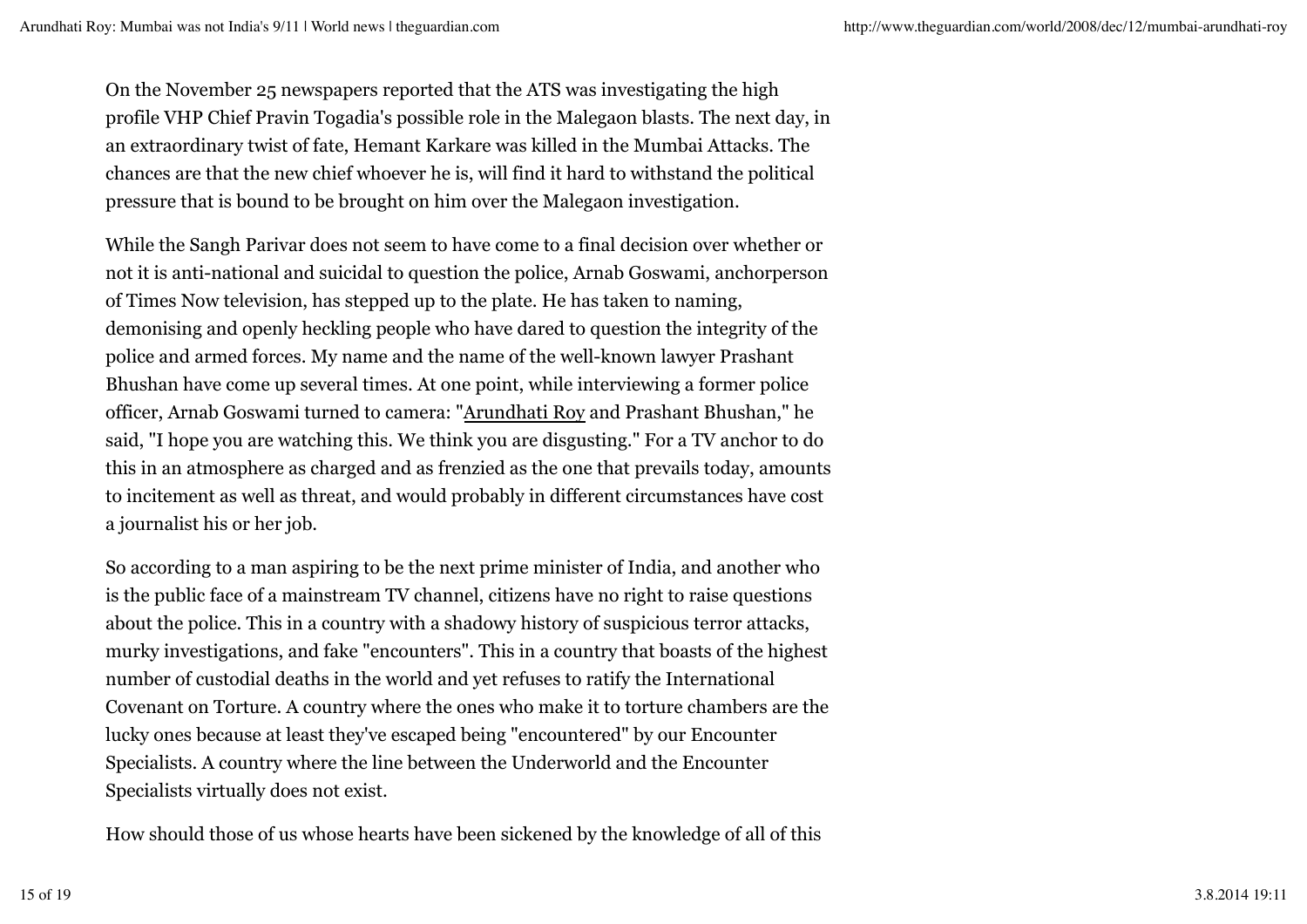On the November 25 newspapers reported that the ATS was investigating the high profile VHP Chief Pravin Togadia's possible role in the Malegaon blasts. The next day, in an extraordinary twist of fate, Hemant Karkare was killed in the Mumbai Attacks. The chances are that the new chief whoever he is, will find it hard to withstand the political pressure that is bound to be brought on him over the Malegaon investigation.

While the Sangh Parivar does not seem to have come to a final decision over whether or not it is anti-national and suicidal to question the police, Arnab Goswami, anchorperson of Times Now television, has stepped up to the plate. He has taken to naming, demonising and openly heckling people who have dared to question the integrity of the police and armed forces. My name and the name of the well-known lawyer Prashant Bhushan have come up several times. At one point, while interviewing a former police officer, Arnab Goswami turned to camera: "Arundhati Roy and Prashant Bhushan," he said, "I hope you are watching this. We think you are disgusting." For a TV anchor to do this in an atmosphere as charged and as frenzied as the one that prevails today, amounts to incitement as well as threat, and would probably in different circumstances have cost a journalist his or her job.

So according to a man aspiring to be the next prime minister of India, and another who is the public face of a mainstream TV channel, citizens have no right to raise questions about the police. This in a country with a shadowy history of suspicious terror attacks, murky investigations, and fake "encounters". This in a country that boasts of the highest number of custodial deaths in the world and yet refuses to ratify the International Covenant on Torture. A country where the ones who make it to torture chambers are the lucky ones because at least they've escaped being "encountered" by our Encounter Specialists. A country where the line between the Underworld and the Encounter Specialists virtually does not exist.

How should those of us whose hearts have been sickened by the knowledge of all of this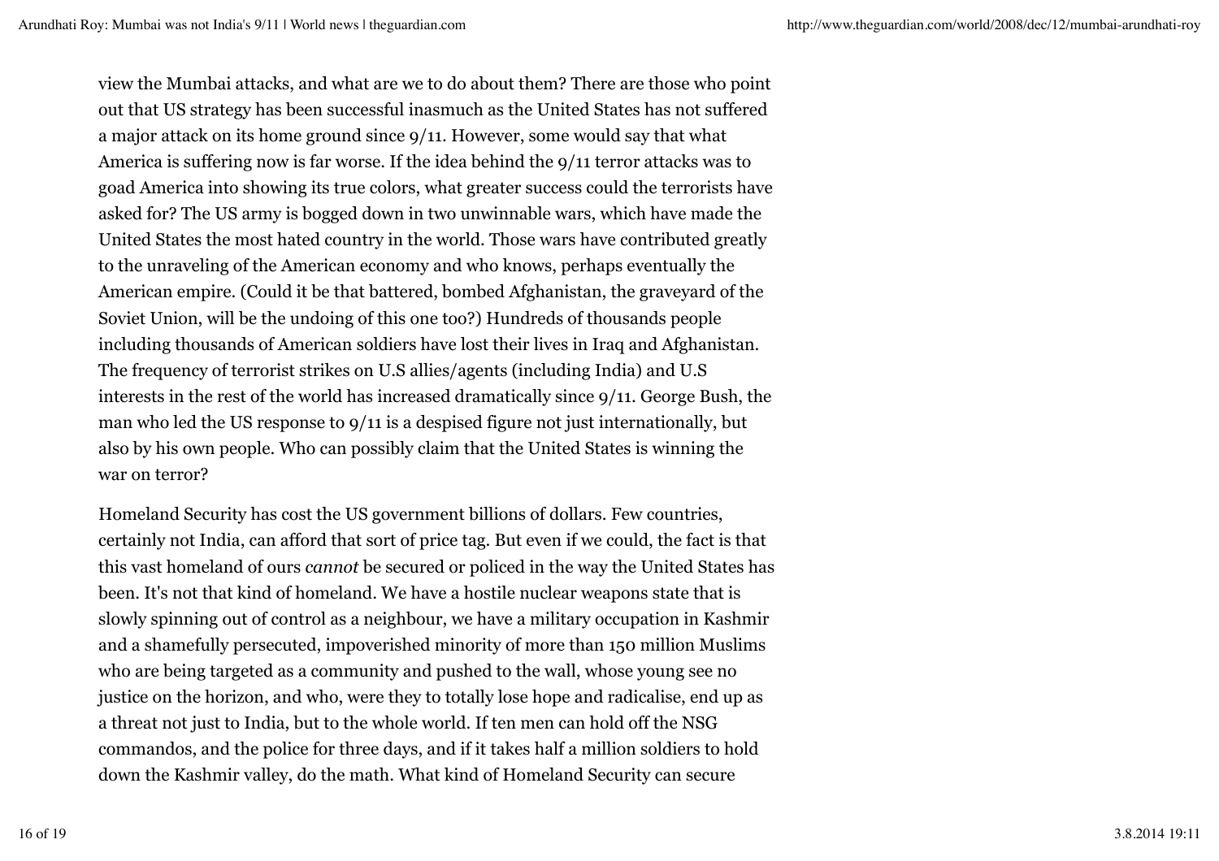view the Mumbai attacks, and what are we to do about them? There are those who point out that US strategy has been successful inasmuch as the United States has not suffered a major attack on its home ground since 9/11. However, some would say that what America is suffering now is far worse. If the idea behind the 9/11 terror attacks was to goad America into showing its true colors, what greater success could the terrorists have asked for? The US army is bogged down in two unwinnable wars, which have made the United States the most hated country in the world. Those wars have contributed greatly to the unraveling of the American economy and who knows, perhaps eventually the American empire. (Could it be that battered, bombed Afghanistan, the graveyard of the Soviet Union, will be the undoing of this one too?) Hundreds of thousands people including thousands of American soldiers have lost their lives in Iraq and Afghanistan. The frequency of terrorist strikes on U.S allies/agents (including India) and U.S interests in the rest of the world has increased dramatically since 9/11. George Bush, the man who led the US response to 9/11 is a despised figure not just internationally, but also by his own people. Who can possibly claim that the United States is winning the war on terror?

Homeland Security has cost the US government billions of dollars. Few countries, certainly not India, can afford that sort of price tag. But even if we could, the fact is that this vast homeland of ours *cannot* be secured or policed in the way the United States has been. It's not that kind of homeland. We have a hostile nuclear weapons state that is slowly spinning out of control as a neighbour, we have a military occupation in Kashmir and a shamefully persecuted, impoverished minority of more than 150 million Muslims who are being targeted as a community and pushed to the wall, whose young see no justice on the horizon, and who, were they to totally lose hope and radicalise, end up as a threat not just to India, but to the whole world. If ten men can hold off the NSG commandos, and the police for three days, and if it takes half a million soldiers to hold down the Kashmir valley, do the math. What kind of Homeland Security can secure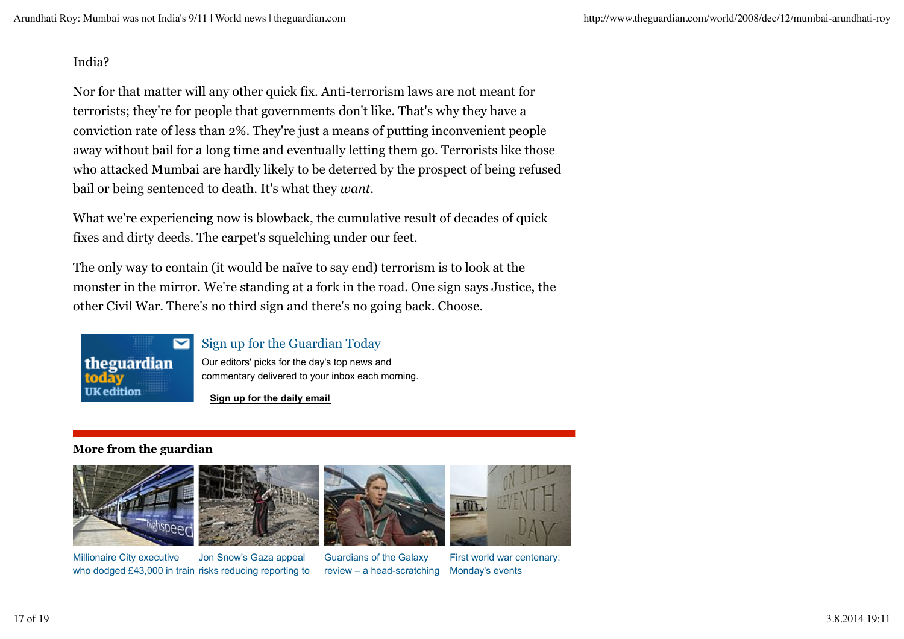India?

Nor for that matter will any other quick fix. Anti-terrorism laws are not meant for terrorists; they're for people that governments don't like. That's why they have a conviction rate of less than 2%. They're just a means of putting inconvenient people away without bail for a long time and eventually letting them go. Terrorists like those who attacked Mumbai are hardly likely to be deterred by the prospect of being refused bail or being sentenced to death. It's what they *want*.

What we're experiencing now is blowback, the cumulative result of decades of quick fixes and dirty deeds. The carpet's squelching under our feet.

The only way to contain (it would be naïve to say end) terrorism is to look at the monster in the mirror. We're standing at a fork in the road. One sign says Justice, the other Civil War. There's no third sign and there's no going back. Choose.

Sign up for the Guardian Today

Our editors' picks for the day's top news and commentary delivered to your inbox each morning.

**Sign up for the daily email**

**More from the guardian**

Millionaire City executive who dodged £43,000 in train

Jon Snow's Gaza appeal risks reducing reporting to

Guardians of the Galaxy review – a head-scratching

First world war centenary: Monday's events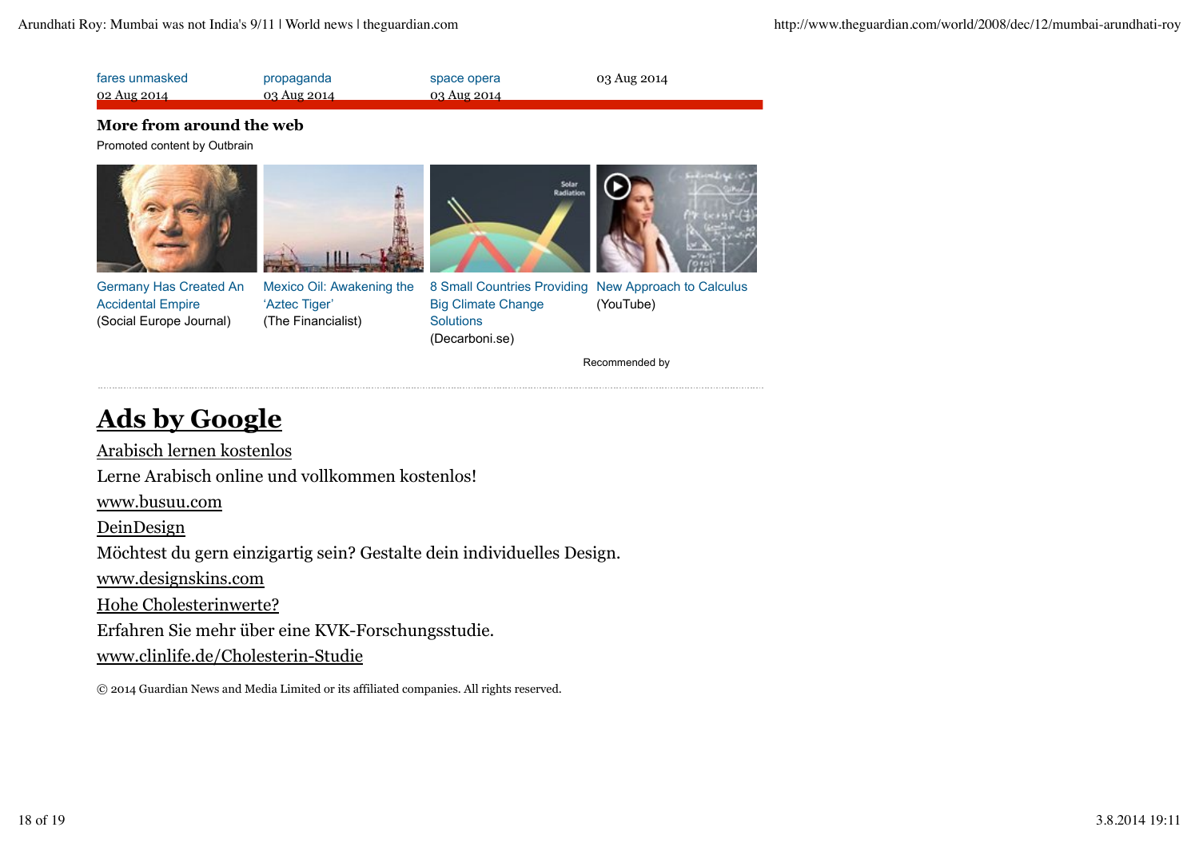fares unmasked
02 Aug 2014

propaganda
03 Aug 2014

space opera
03 Aug 2014

03 Aug 2014

**More from around the web**

Promoted content by Outbrain

Germany Has Created An Accidental Empire
(Social Europe Journal)

Mexico Oil: Awakening the 'Aztec Tiger'
(The Financialist)

8 Small Countries Providing Big Climate Change Solutions
(Decarboni.se)

New Approach to Calculus
(YouTube)

Recommended by

# Ads by Google

Arabisch lernen kostenlos

Lerne Arabisch online und vollkommen kostenlos!

www.busuu.com

DeinDesign

Möchtest du gern einzigartig sein? Gestalte dein individuelles Design.

www.designskins.com

Hohe Cholesterinwerte?

Erfahren Sie mehr über eine KVK-Forschungsstudie.

www.clinlife.de/Cholesterin-Studie

© 2014 Guardian News and Media Limited or its affiliated companies. All rights reserved.